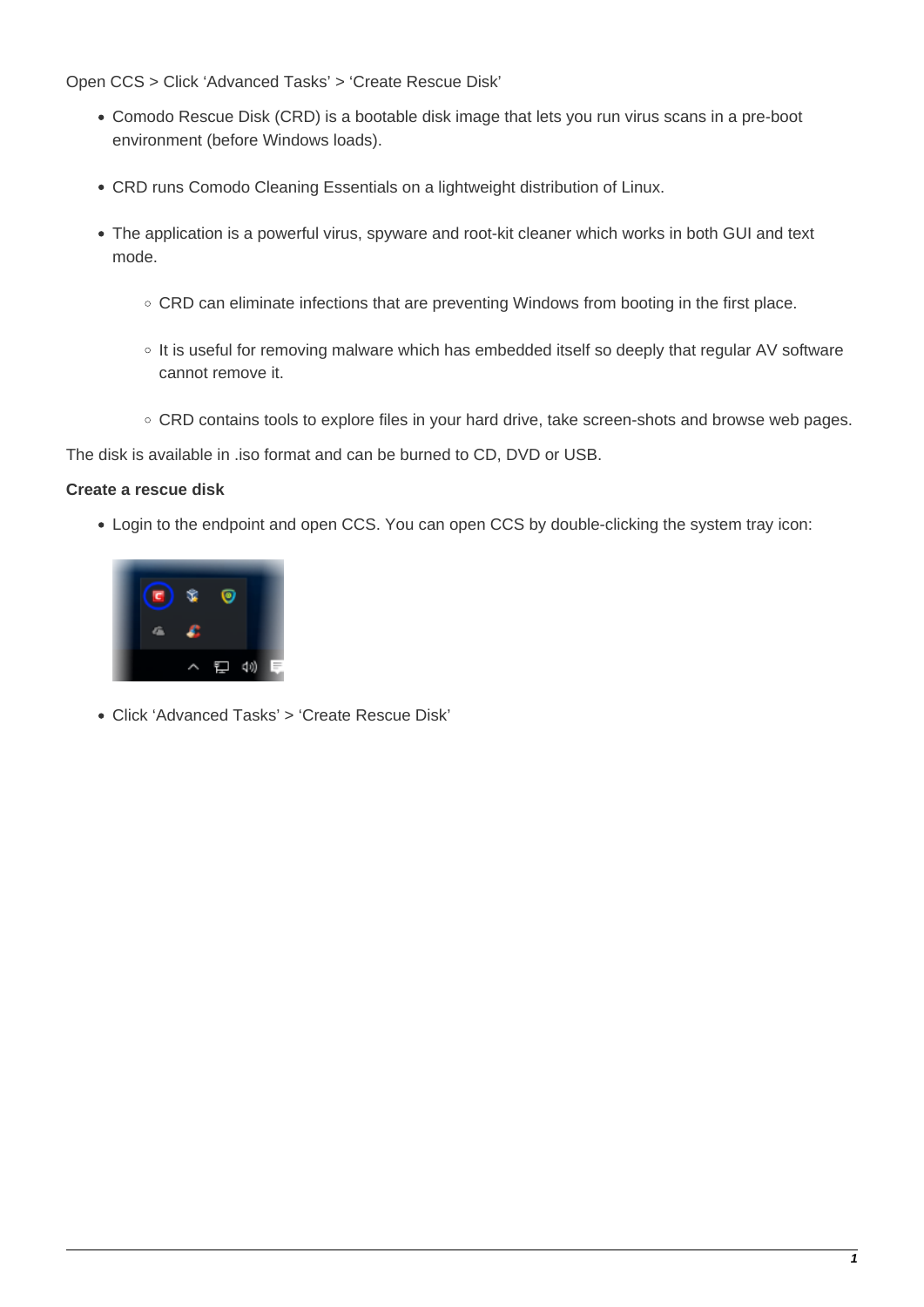Open CCS > Click 'Advanced Tasks' > 'Create Rescue Disk'

- Comodo Rescue Disk (CRD) is a bootable disk image that lets you run virus scans in a pre-boot environment (before Windows loads).
- CRD runs Comodo Cleaning Essentials on a lightweight distribution of Linux.
- The application is a powerful virus, spyware and root-kit cleaner which works in both GUI and text mode.
    - CRD can eliminate infections that are preventing Windows from booting in the first place.
    - It is useful for removing malware which has embedded itself so deeply that regular AV software cannot remove it.
    - CRD contains tools to explore files in your hard drive, take screen-shots and browse web pages.

The disk is available in .iso format and can be burned to CD, DVD or USB.

**Create a rescue disk**

- Login to the endpoint and open CCS. You can open CCS by double-clicking the system tray icon:
- Click 'Advanced Tasks' > 'Create Rescue Disk'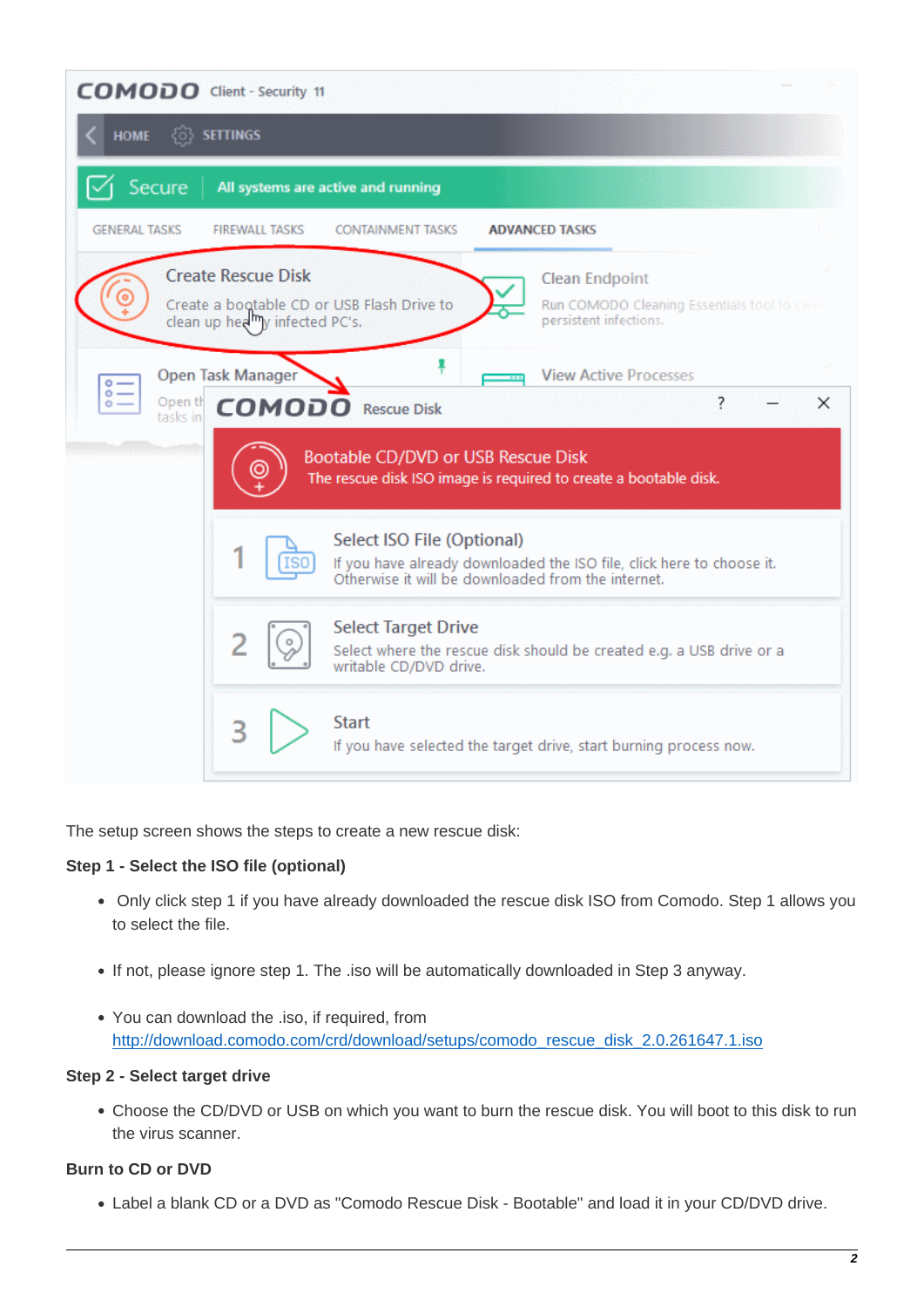The setup screen shows the steps to create a new rescue disk:

**Step 1 - Select the ISO file (optional)**

- Only click step 1 if you have already downloaded the rescue disk ISO from Comodo. Step 1 allows you to select the file.
- If not, please ignore step 1. The .iso will be automatically downloaded in Step 3 anyway.
- You can download the .iso, if required, from http://download.comodo.com/crd/download/setups/comodo_rescue_disk_2.0.261647.1.iso

**Step 2 - Select target drive**

- Choose the CD/DVD or USB on which you want to burn the rescue disk. You will boot to this disk to run the virus scanner.

**Burn to CD or DVD**

- Label a blank CD or a DVD as "Comodo Rescue Disk - Bootable" and load it in your CD/DVD drive.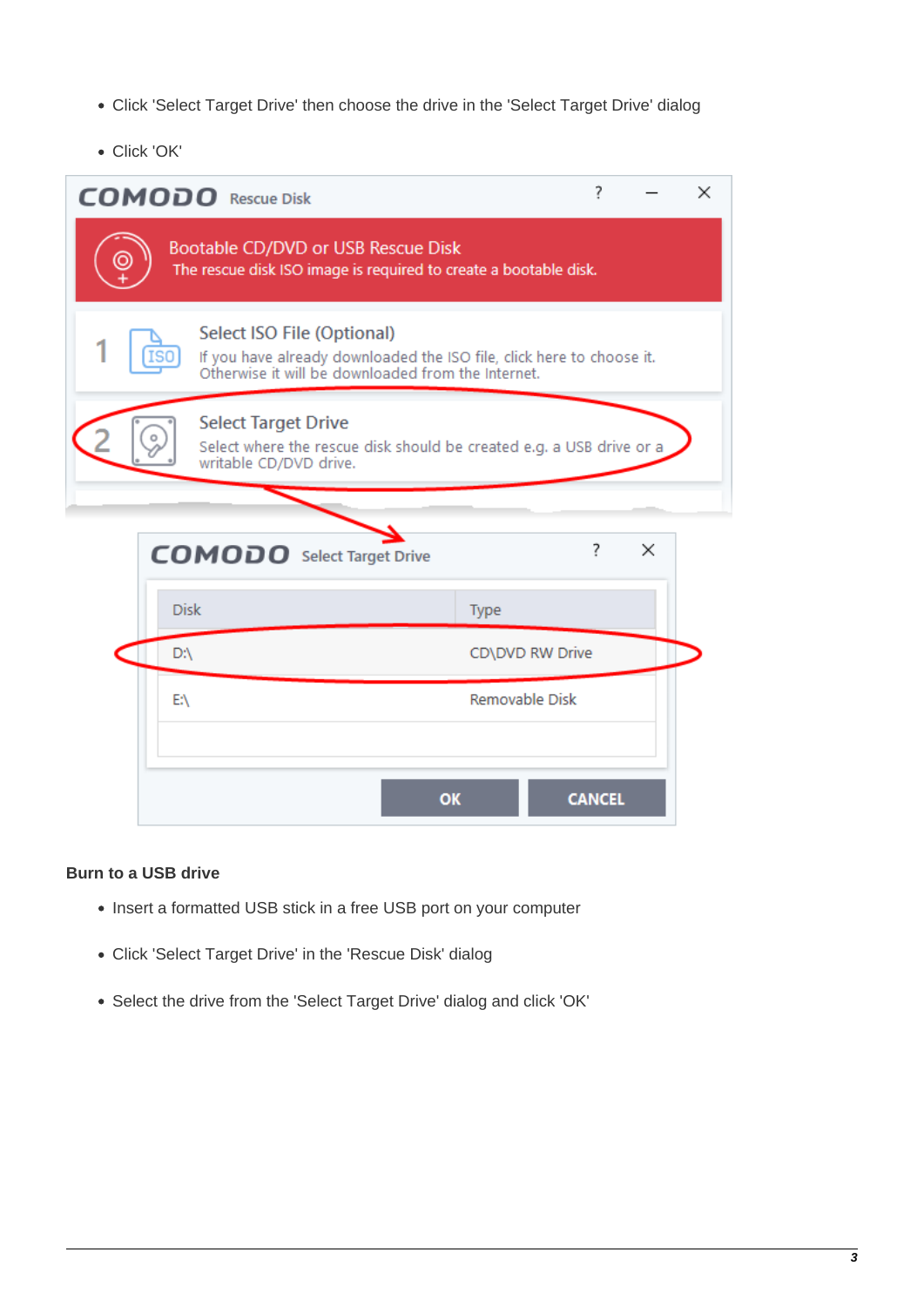- Click 'Select Target Drive' then choose the drive in the 'Select Target Drive' dialog
- Click 'OK'

**Burn to a USB drive**

- Insert a formatted USB stick in a free USB port on your computer
- Click 'Select Target Drive' in the 'Rescue Disk' dialog
- Select the drive from the 'Select Target Drive' dialog and click 'OK'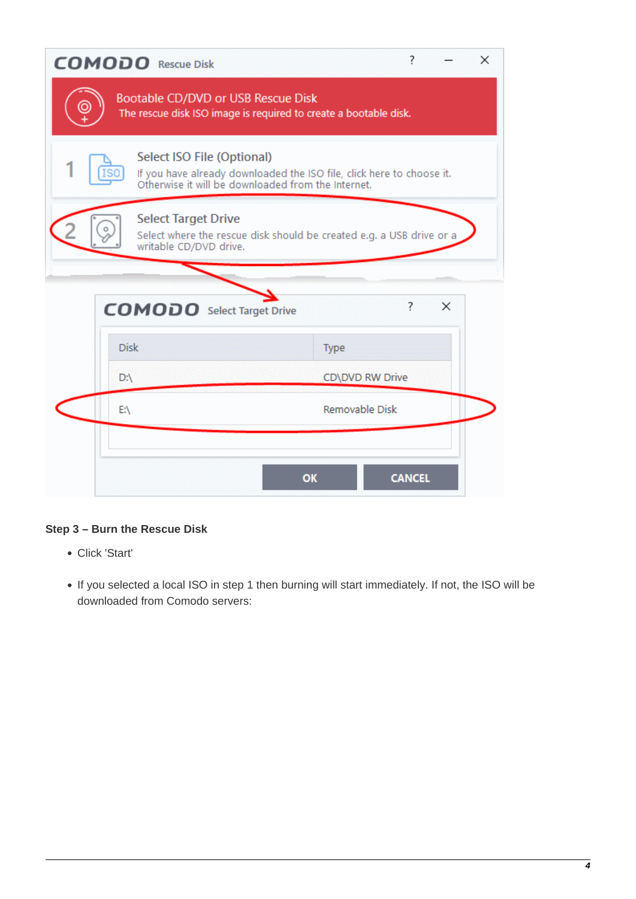**Step 3 – Burn the Rescue Disk**

- Click 'Start'
- If you selected a local ISO in step 1 then burning will start immediately. If not, the ISO will be downloaded from Comodo servers: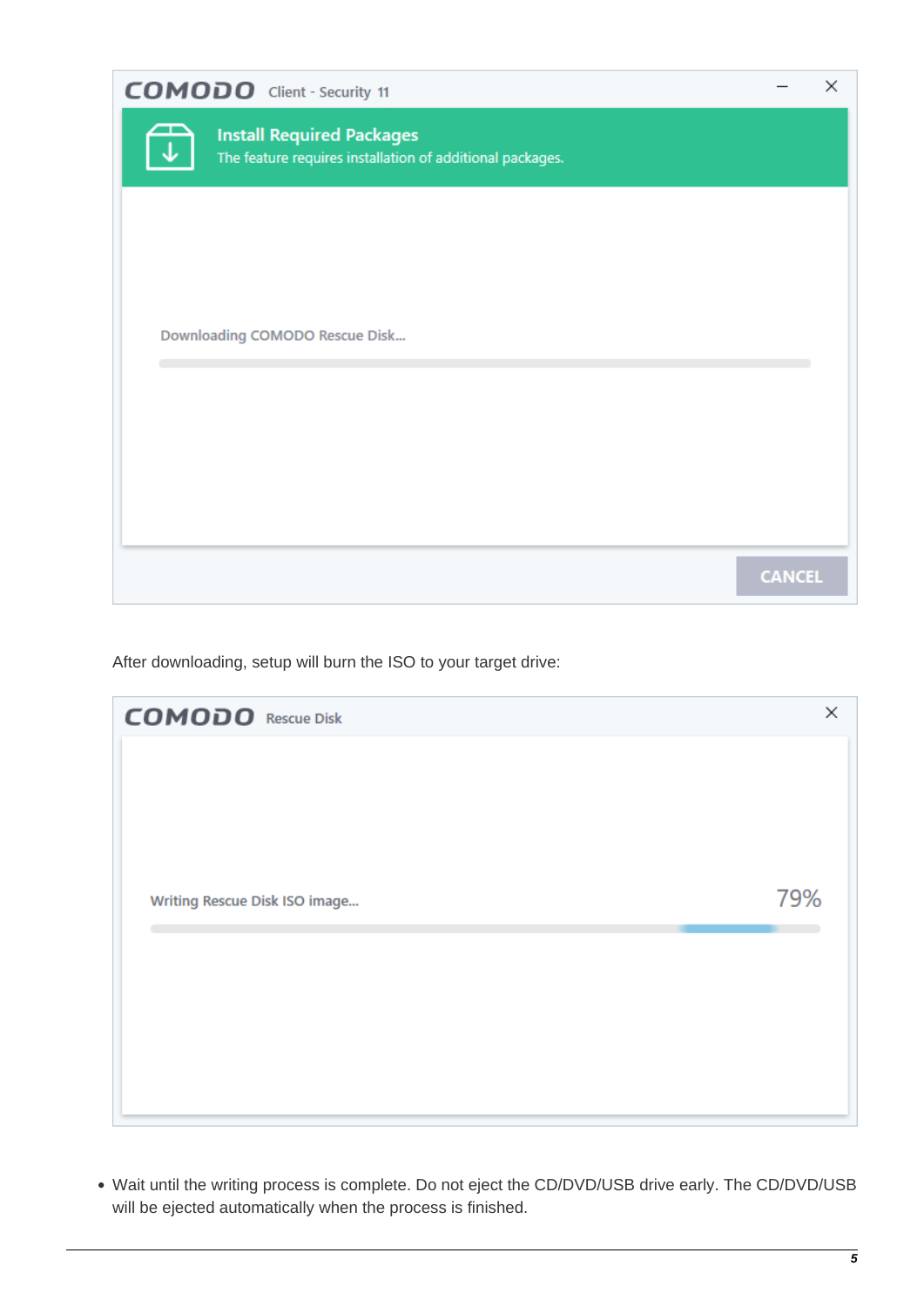After downloading, setup will burn the ISO to your target drive:

- Wait until the writing process is complete. Do not eject the CD/DVD/USB drive early. The CD/DVD/USB will be ejected automatically when the process is finished.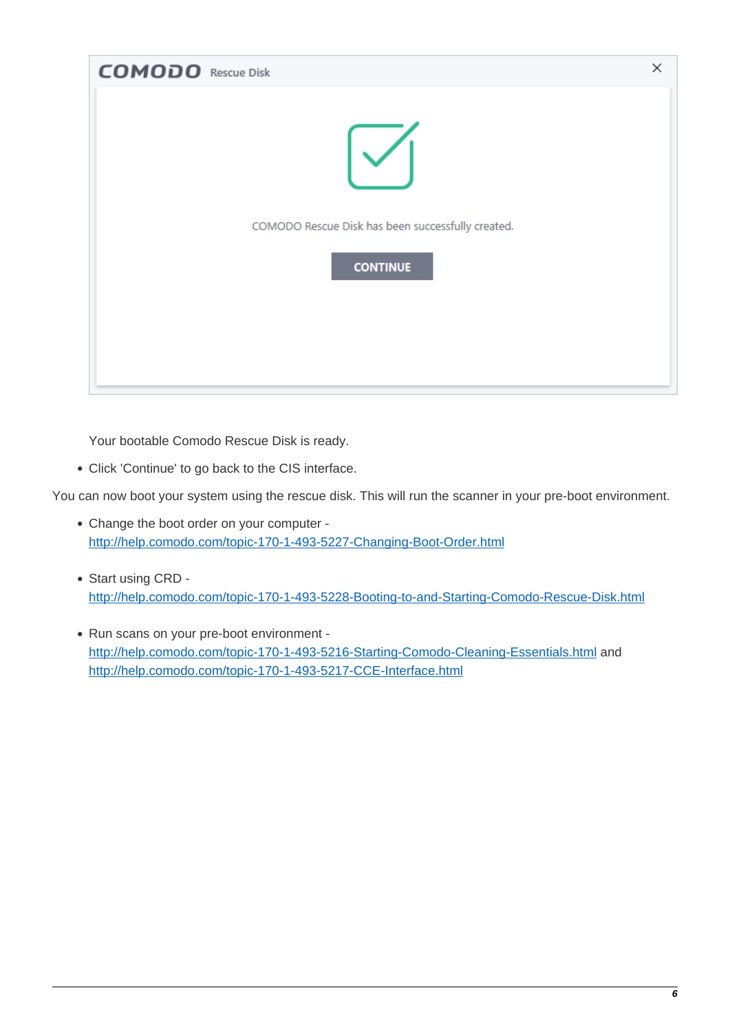Your bootable Comodo Rescue Disk is ready.

- Click 'Continue' to go back to the CIS interface.

You can now boot your system using the rescue disk. This will run the scanner in your pre-boot environment.

- Change the boot order on your computer - http://help.comodo.com/topic-170-1-493-5227-Changing-Boot-Order.html
- Start using CRD - http://help.comodo.com/topic-170-1-493-5228-Booting-to-and-Starting-Comodo-Rescue-Disk.html
- Run scans on your pre-boot environment - http://help.comodo.com/topic-170-1-493-5216-Starting-Comodo-Cleaning-Essentials.html and http://help.comodo.com/topic-170-1-493-5217-CCE-Interface.html